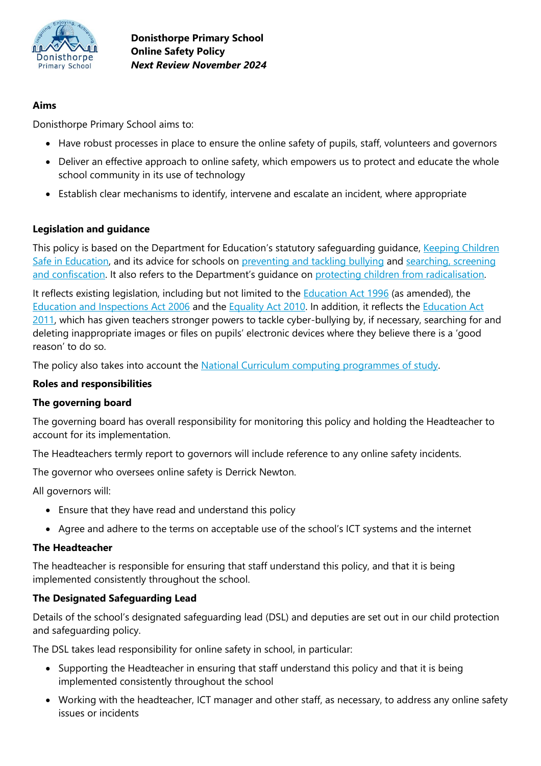**Donisthorpe Primary School**
**Online Safety Policy**
***Next Review November 2024***

## Aims

Donisthorpe Primary School aims to:

- Have robust processes in place to ensure the online safety of pupils, staff, volunteers and governors
- Deliver an effective approach to online safety, which empowers us to protect and educate the whole school community in its use of technology
- Establish clear mechanisms to identify, intervene and escalate an incident, where appropriate

## Legislation and guidance

This policy is based on the Department for Education's statutory safeguarding guidance, Keeping Children Safe in Education, and its advice for schools on preventing and tackling bullying and searching, screening and confiscation. It also refers to the Department's guidance on protecting children from radicalisation.

It reflects existing legislation, including but not limited to the Education Act 1996 (as amended), the Education and Inspections Act 2006 and the Equality Act 2010. In addition, it reflects the Education Act 2011, which has given teachers stronger powers to tackle cyber-bullying by, if necessary, searching for and deleting inappropriate images or files on pupils' electronic devices where they believe there is a 'good reason' to do so.

The policy also takes into account the National Curriculum computing programmes of study.

## Roles and responsibilities

### The governing board

The governing board has overall responsibility for monitoring this policy and holding the Headteacher to account for its implementation.

The Headteachers termly report to governors will include reference to any online safety incidents.

The governor who oversees online safety is Derrick Newton.

All governors will:

- Ensure that they have read and understand this policy
- Agree and adhere to the terms on acceptable use of the school's ICT systems and the internet

### The Headteacher

The headteacher is responsible for ensuring that staff understand this policy, and that it is being implemented consistently throughout the school.

### The Designated Safeguarding Lead

Details of the school's designated safeguarding lead (DSL) and deputies are set out in our child protection and safeguarding policy.

The DSL takes lead responsibility for online safety in school, in particular:

- Supporting the Headteacher in ensuring that staff understand this policy and that it is being implemented consistently throughout the school
- Working with the headteacher, ICT manager and other staff, as necessary, to address any online safety issues or incidents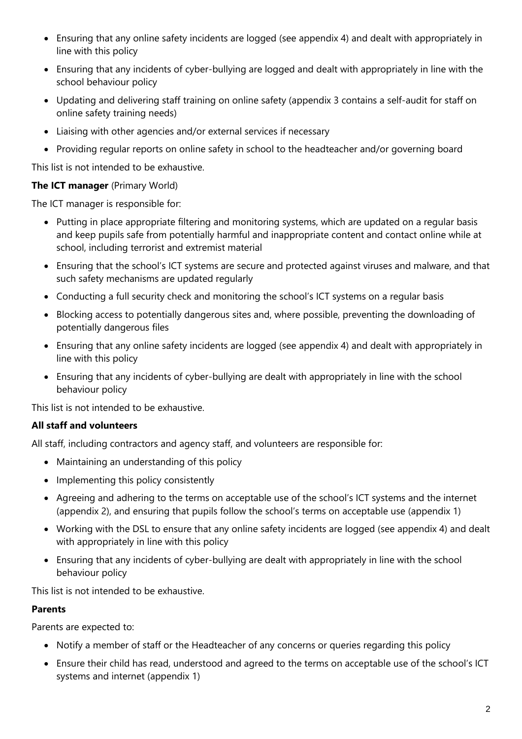- Ensuring that any online safety incidents are logged (see appendix 4) and dealt with appropriately in line with this policy
- Ensuring that any incidents of cyber-bullying are logged and dealt with appropriately in line with the school behaviour policy
- Updating and delivering staff training on online safety (appendix 3 contains a self-audit for staff on online safety training needs)
- Liaising with other agencies and/or external services if necessary
- Providing regular reports on online safety in school to the headteacher and/or governing board

This list is not intended to be exhaustive.

**The ICT manager** (Primary World)

The ICT manager is responsible for:

- Putting in place appropriate filtering and monitoring systems, which are updated on a regular basis and keep pupils safe from potentially harmful and inappropriate content and contact online while at school, including terrorist and extremist material
- Ensuring that the school's ICT systems are secure and protected against viruses and malware, and that such safety mechanisms are updated regularly
- Conducting a full security check and monitoring the school's ICT systems on a regular basis
- Blocking access to potentially dangerous sites and, where possible, preventing the downloading of potentially dangerous files
- Ensuring that any online safety incidents are logged (see appendix 4) and dealt with appropriately in line with this policy
- Ensuring that any incidents of cyber-bullying are dealt with appropriately in line with the school behaviour policy

This list is not intended to be exhaustive.

**All staff and volunteers**

All staff, including contractors and agency staff, and volunteers are responsible for:

- Maintaining an understanding of this policy
- Implementing this policy consistently
- Agreeing and adhering to the terms on acceptable use of the school's ICT systems and the internet (appendix 2), and ensuring that pupils follow the school's terms on acceptable use (appendix 1)
- Working with the DSL to ensure that any online safety incidents are logged (see appendix 4) and dealt with appropriately in line with this policy
- Ensuring that any incidents of cyber-bullying are dealt with appropriately in line with the school behaviour policy

This list is not intended to be exhaustive.

**Parents**

Parents are expected to:

- Notify a member of staff or the Headteacher of any concerns or queries regarding this policy
- Ensure their child has read, understood and agreed to the terms on acceptable use of the school's ICT systems and internet (appendix 1)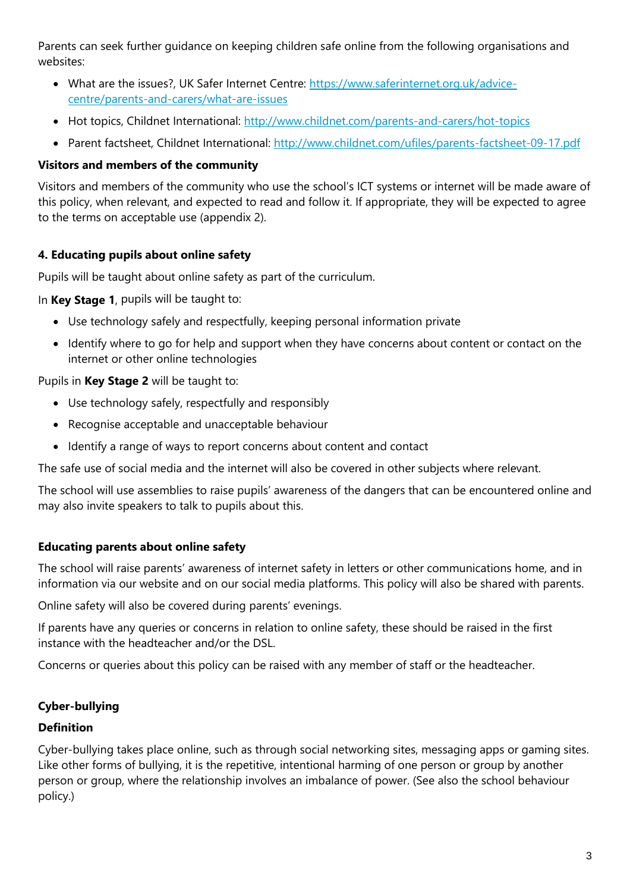Parents can seek further guidance on keeping children safe online from the following organisations and websites:

- What are the issues?, UK Safer Internet Centre: [https://www.saferinternet.org.uk/advice-centre/parents-and-carers/what-are-issues](https://www.saferinternet.org.uk/advice-centre/parents-and-carers/what-are-issues)
- Hot topics, Childnet International: [http://www.childnet.com/parents-and-carers/hot-topics](http://www.childnet.com/parents-and-carers/hot-topics)
- Parent factsheet, Childnet International: [http://www.childnet.com/ufiles/parents-factsheet-09-17.pdf](http://www.childnet.com/ufiles/parents-factsheet-09-17.pdf)

### Visitors and members of the community

Visitors and members of the community who use the school's ICT systems or internet will be made aware of this policy, when relevant, and expected to read and follow it. If appropriate, they will be expected to agree to the terms on acceptable use (appendix 2).

## 4. Educating pupils about online safety

Pupils will be taught about online safety as part of the curriculum.

In **Key Stage 1**, pupils will be taught to:

- Use technology safely and respectfully, keeping personal information private
- Identify where to go for help and support when they have concerns about content or contact on the internet or other online technologies

Pupils in **Key Stage 2** will be taught to:

- Use technology safely, respectfully and responsibly
- Recognise acceptable and unacceptable behaviour
- Identify a range of ways to report concerns about content and contact

The safe use of social media and the internet will also be covered in other subjects where relevant.

The school will use assemblies to raise pupils' awareness of the dangers that can be encountered online and may also invite speakers to talk to pupils about this.

### Educating parents about online safety

The school will raise parents' awareness of internet safety in letters or other communications home, and in information via our website and on our social media platforms. This policy will also be shared with parents.

Online safety will also be covered during parents' evenings.

If parents have any queries or concerns in relation to online safety, these should be raised in the first instance with the headteacher and/or the DSL.

Concerns or queries about this policy can be raised with any member of staff or the headteacher.

### Cyber-bullying

#### Definition

Cyber-bullying takes place online, such as through social networking sites, messaging apps or gaming sites. Like other forms of bullying, it is the repetitive, intentional harming of one person or group by another person or group, where the relationship involves an imbalance of power. (See also the school behaviour policy.)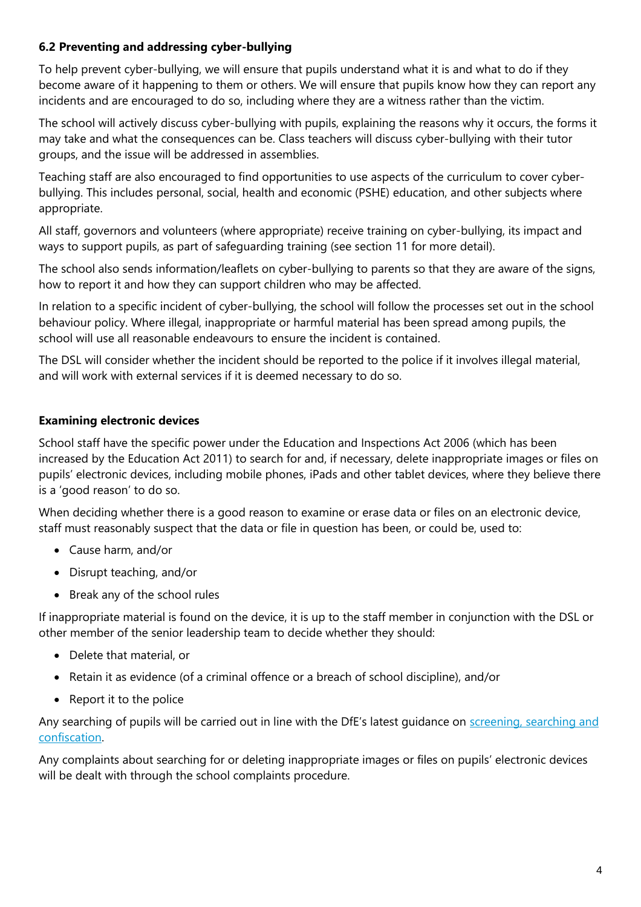### 6.2 Preventing and addressing cyber-bullying

To help prevent cyber-bullying, we will ensure that pupils understand what it is and what to do if they become aware of it happening to them or others. We will ensure that pupils know how they can report any incidents and are encouraged to do so, including where they are a witness rather than the victim.

The school will actively discuss cyber-bullying with pupils, explaining the reasons why it occurs, the forms it may take and what the consequences can be. Class teachers will discuss cyber-bullying with their tutor groups, and the issue will be addressed in assemblies.

Teaching staff are also encouraged to find opportunities to use aspects of the curriculum to cover cyber-bullying. This includes personal, social, health and economic (PSHE) education, and other subjects where appropriate.

All staff, governors and volunteers (where appropriate) receive training on cyber-bullying, its impact and ways to support pupils, as part of safeguarding training (see section 11 for more detail).

The school also sends information/leaflets on cyber-bullying to parents so that they are aware of the signs, how to report it and how they can support children who may be affected.

In relation to a specific incident of cyber-bullying, the school will follow the processes set out in the school behaviour policy. Where illegal, inappropriate or harmful material has been spread among pupils, the school will use all reasonable endeavours to ensure the incident is contained.

The DSL will consider whether the incident should be reported to the police if it involves illegal material, and will work with external services if it is deemed necessary to do so.

### Examining electronic devices

School staff have the specific power under the Education and Inspections Act 2006 (which has been increased by the Education Act 2011) to search for and, if necessary, delete inappropriate images or files on pupils' electronic devices, including mobile phones, iPads and other tablet devices, where they believe there is a 'good reason' to do so.

When deciding whether there is a good reason to examine or erase data or files on an electronic device, staff must reasonably suspect that the data or file in question has been, or could be, used to:

- Cause harm, and/or
- Disrupt teaching, and/or
- Break any of the school rules

If inappropriate material is found on the device, it is up to the staff member in conjunction with the DSL or other member of the senior leadership team to decide whether they should:

- Delete that material, or
- Retain it as evidence (of a criminal offence or a breach of school discipline), and/or
- Report it to the police

Any searching of pupils will be carried out in line with the DfE's latest guidance on screening, searching and confiscation.

Any complaints about searching for or deleting inappropriate images or files on pupils' electronic devices will be dealt with through the school complaints procedure.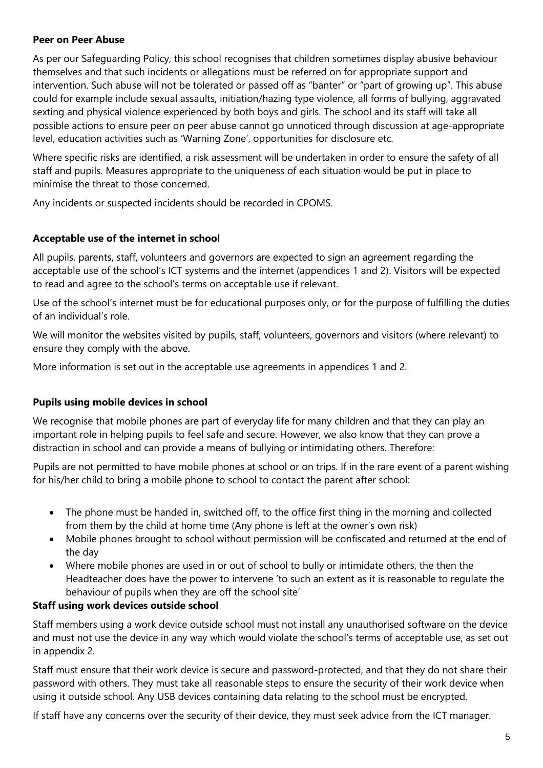**Peer on Peer Abuse**

As per our Safeguarding Policy, this school recognises that children sometimes display abusive behaviour themselves and that such incidents or allegations must be referred on for appropriate support and intervention. Such abuse will not be tolerated or passed off as "banter" or "part of growing up". This abuse could for example include sexual assaults, initiation/hazing type violence, all forms of bullying, aggravated sexting and physical violence experienced by both boys and girls. The school and its staff will take all possible actions to ensure peer on peer abuse cannot go unnoticed through discussion at age-appropriate level, education activities such as 'Warning Zone', opportunities for disclosure etc.

Where specific risks are identified, a risk assessment will be undertaken in order to ensure the safety of all staff and pupils. Measures appropriate to the uniqueness of each situation would be put in place to minimise the threat to those concerned.

Any incidents or suspected incidents should be recorded in CPOMS.

**Acceptable use of the internet in school**

All pupils, parents, staff, volunteers and governors are expected to sign an agreement regarding the acceptable use of the school's ICT systems and the internet (appendices 1 and 2). Visitors will be expected to read and agree to the school's terms on acceptable use if relevant.

Use of the school's internet must be for educational purposes only, or for the purpose of fulfilling the duties of an individual's role.

We will monitor the websites visited by pupils, staff, volunteers, governors and visitors (where relevant) to ensure they comply with the above.

More information is set out in the acceptable use agreements in appendices 1 and 2.

**Pupils using mobile devices in school**

We recognise that mobile phones are part of everyday life for many children and that they can play an important role in helping pupils to feel safe and secure. However, we also know that they can prove a distraction in school and can provide a means of bullying or intimidating others. Therefore:

Pupils are not permitted to have mobile phones at school or on trips. If in the rare event of a parent wishing for his/her child to bring a mobile phone to school to contact the parent after school:

- The phone must be handed in, switched off, to the office first thing in the morning and collected from them by the child at home time (Any phone is left at the owner's own risk)
- Mobile phones brought to school without permission will be confiscated and returned at the end of the day
- Where mobile phones are used in or out of school to bully or intimidate others, the then the Headteacher does have the power to intervene 'to such an extent as it is reasonable to regulate the behaviour of pupils when they are off the school site'

**Staff using work devices outside school**

Staff members using a work device outside school must not install any unauthorised software on the device and must not use the device in any way which would violate the school's terms of acceptable use, as set out in appendix 2.

Staff must ensure that their work device is secure and password-protected, and that they do not share their password with others. They must take all reasonable steps to ensure the security of their work device when using it outside school. Any USB devices containing data relating to the school must be encrypted.

If staff have any concerns over the security of their device, they must seek advice from the ICT manager.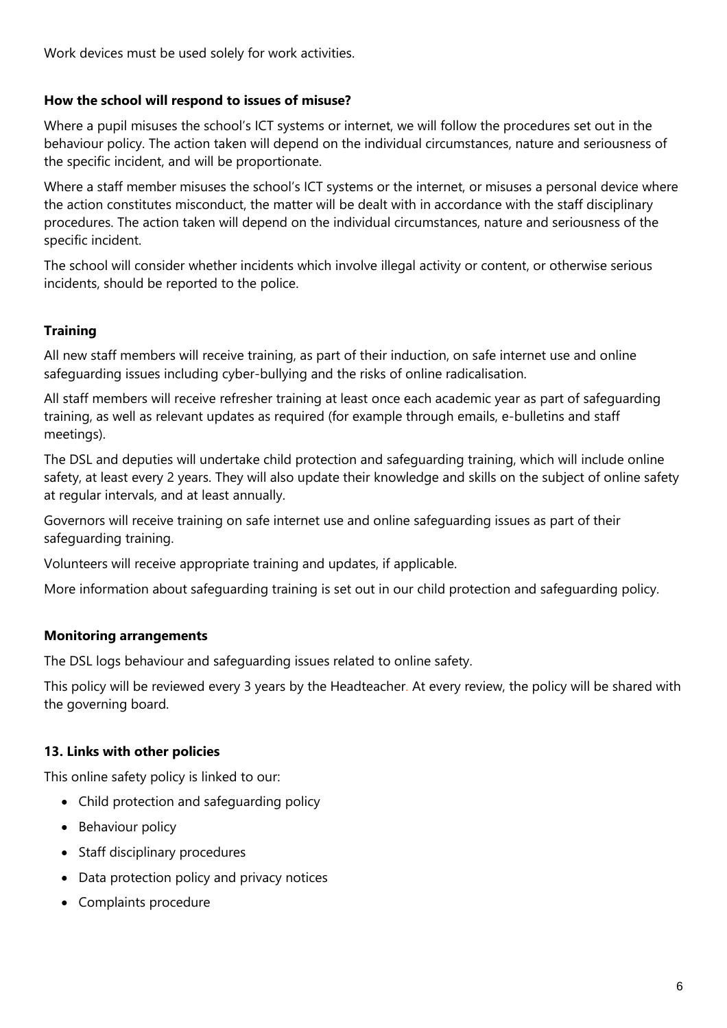Work devices must be used solely for work activities.

### How the school will respond to issues of misuse?

Where a pupil misuses the school's ICT systems or internet, we will follow the procedures set out in the behaviour policy. The action taken will depend on the individual circumstances, nature and seriousness of the specific incident, and will be proportionate.

Where a staff member misuses the school's ICT systems or the internet, or misuses a personal device where the action constitutes misconduct, the matter will be dealt with in accordance with the staff disciplinary procedures. The action taken will depend on the individual circumstances, nature and seriousness of the specific incident.

The school will consider whether incidents which involve illegal activity or content, or otherwise serious incidents, should be reported to the police.

### Training

All new staff members will receive training, as part of their induction, on safe internet use and online safeguarding issues including cyber-bullying and the risks of online radicalisation.

All staff members will receive refresher training at least once each academic year as part of safeguarding training, as well as relevant updates as required (for example through emails, e-bulletins and staff meetings).

The DSL and deputies will undertake child protection and safeguarding training, which will include online safety, at least every 2 years. They will also update their knowledge and skills on the subject of online safety at regular intervals, and at least annually.

Governors will receive training on safe internet use and online safeguarding issues as part of their safeguarding training.

Volunteers will receive appropriate training and updates, if applicable.

More information about safeguarding training is set out in our child protection and safeguarding policy.

### Monitoring arrangements

The DSL logs behaviour and safeguarding issues related to online safety.

This policy will be reviewed every 3 years by the Headteacher. At every review, the policy will be shared with the governing board.

### 13. Links with other policies

This online safety policy is linked to our:

- Child protection and safeguarding policy
- Behaviour policy
- Staff disciplinary procedures
- Data protection policy and privacy notices
- Complaints procedure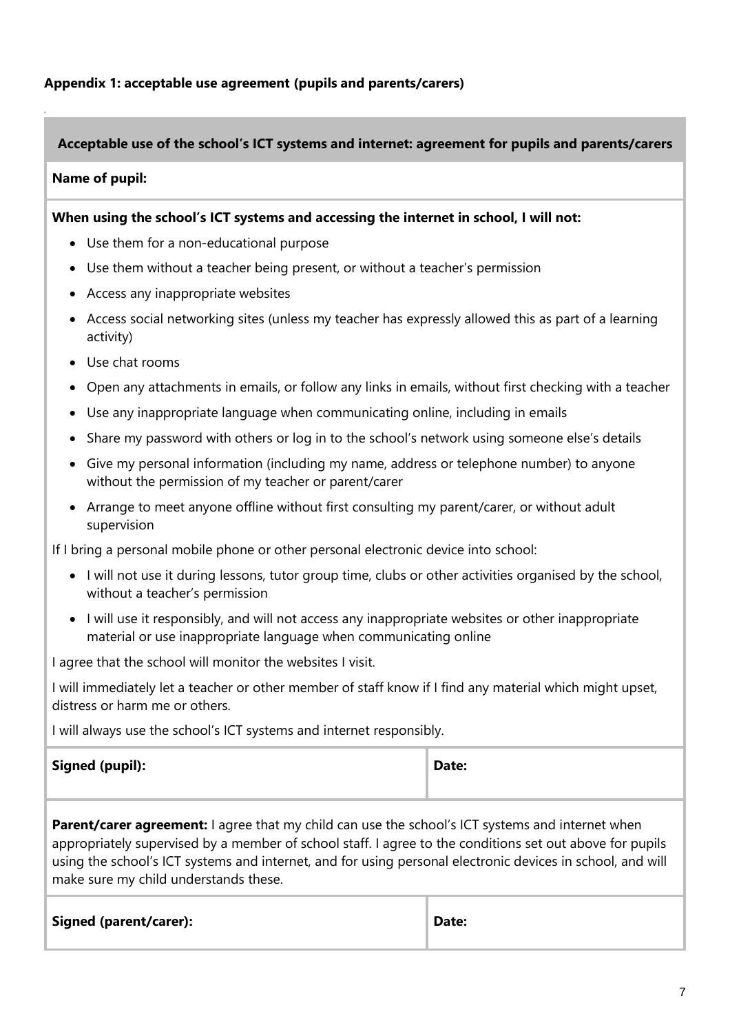**Appendix 1: acceptable use agreement (pupils and parents/carers)**

| Acceptable use of the school's ICT systems and internet: agreement for pupils and parents/carers | |
|---|---|
| **Name of pupil:** | |
| **When using the school's ICT systems and accessing the internet in school, I will not:**<br>• Use them for a non-educational purpose<br>• Use them without a teacher being present, or without a teacher's permission<br>• Access any inappropriate websites<br>• Access social networking sites (unless my teacher has expressly allowed this as part of a learning activity)<br>• Use chat rooms<br>• Open any attachments in emails, or follow any links in emails, without first checking with a teacher<br>• Use any inappropriate language when communicating online, including in emails<br>• Share my password with others or log in to the school's network using someone else's details<br>• Give my personal information (including my name, address or telephone number) to anyone without the permission of my teacher or parent/carer<br>• Arrange to meet anyone offline without first consulting my parent/carer, or without adult supervision<br>If I bring a personal mobile phone or other personal electronic device into school:<br>• I will not use it during lessons, tutor group time, clubs or other activities organised by the school, without a teacher's permission<br>• I will use it responsibly, and will not access any inappropriate websites or other inappropriate material or use inappropriate language when communicating online<br>I agree that the school will monitor the websites I visit.<br>I will immediately let a teacher or other member of staff know if I find any material which might upset, distress or harm me or others.<br>I will always use the school's ICT systems and internet responsibly. | |
| **Signed (pupil):** | **Date:** |
| **Parent/carer agreement:** I agree that my child can use the school's ICT systems and internet when appropriately supervised by a member of school staff. I agree to the conditions set out above for pupils using the school's ICT systems and internet, and for using personal electronic devices in school, and will make sure my child understands these. | |
| **Signed (parent/carer):** | **Date:** |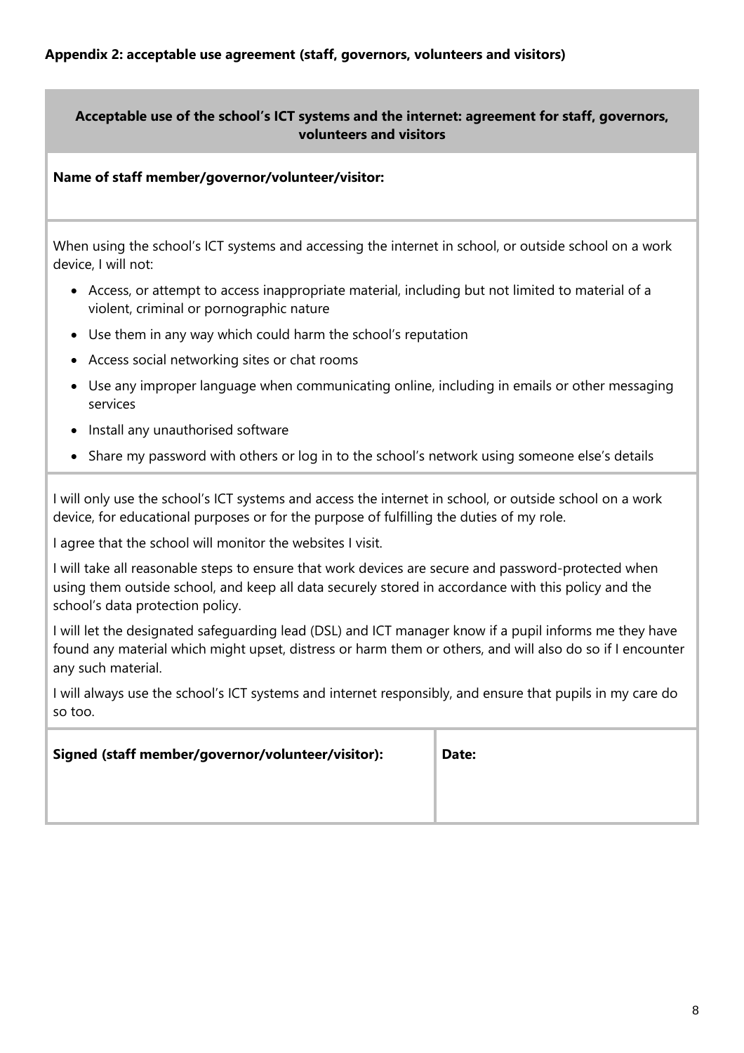**Appendix 2: acceptable use agreement (staff, governors, volunteers and visitors)**

**Acceptable use of the school's ICT systems and the internet: agreement for staff, governors, volunteers and visitors**

**Name of staff member/governor/volunteer/visitor:**

When using the school's ICT systems and accessing the internet in school, or outside school on a work device, I will not:

- Access, or attempt to access inappropriate material, including but not limited to material of a violent, criminal or pornographic nature
- Use them in any way which could harm the school's reputation
- Access social networking sites or chat rooms
- Use any improper language when communicating online, including in emails or other messaging services
- Install any unauthorised software
- Share my password with others or log in to the school's network using someone else's details

I will only use the school's ICT systems and access the internet in school, or outside school on a work device, for educational purposes or for the purpose of fulfilling the duties of my role.

I agree that the school will monitor the websites I visit.

I will take all reasonable steps to ensure that work devices are secure and password-protected when using them outside school, and keep all data securely stored in accordance with this policy and the school's data protection policy.

I will let the designated safeguarding lead (DSL) and ICT manager know if a pupil informs me they have found any material which might upset, distress or harm them or others, and will also do so if I encounter any such material.

I will always use the school's ICT systems and internet responsibly, and ensure that pupils in my care do so too.

| **Signed (staff member/governor/volunteer/visitor):** | **Date:** |
| --- | --- |
| | |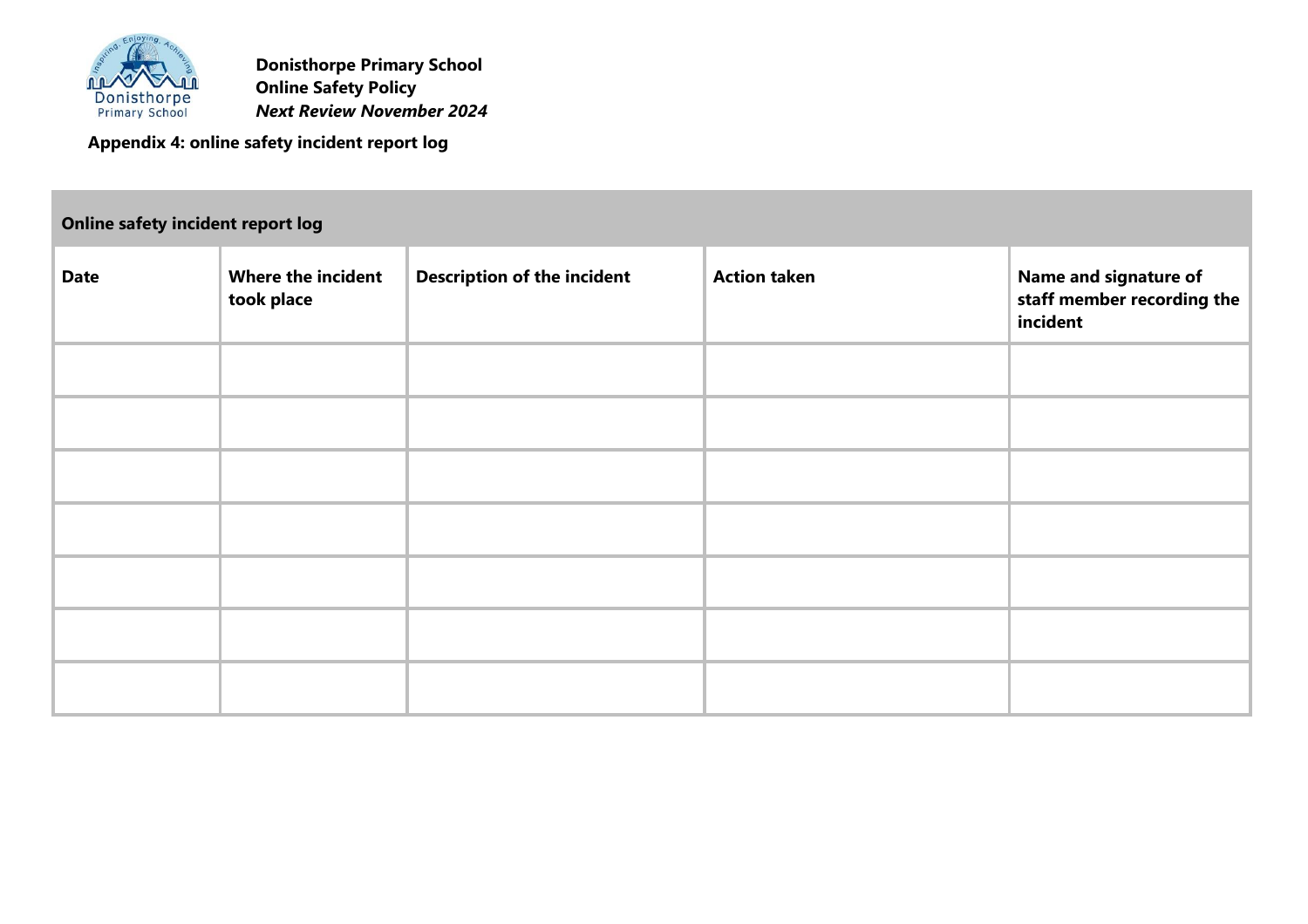**Donisthorpe Primary School**
**Online Safety Policy**
***Next Review November 2024***

**Appendix 4: online safety incident report log**

| **Online safety incident report log** | | | | |
|---|---|---|---|---|
| **Date** | **Where the incident took place** | **Description of the incident** | **Action taken** | **Name and signature of staff member recording the incident** |
| | | | | |
| | | | | |
| | | | | |
| | | | | |
| | | | | |
| | | | | |
| | | | | |